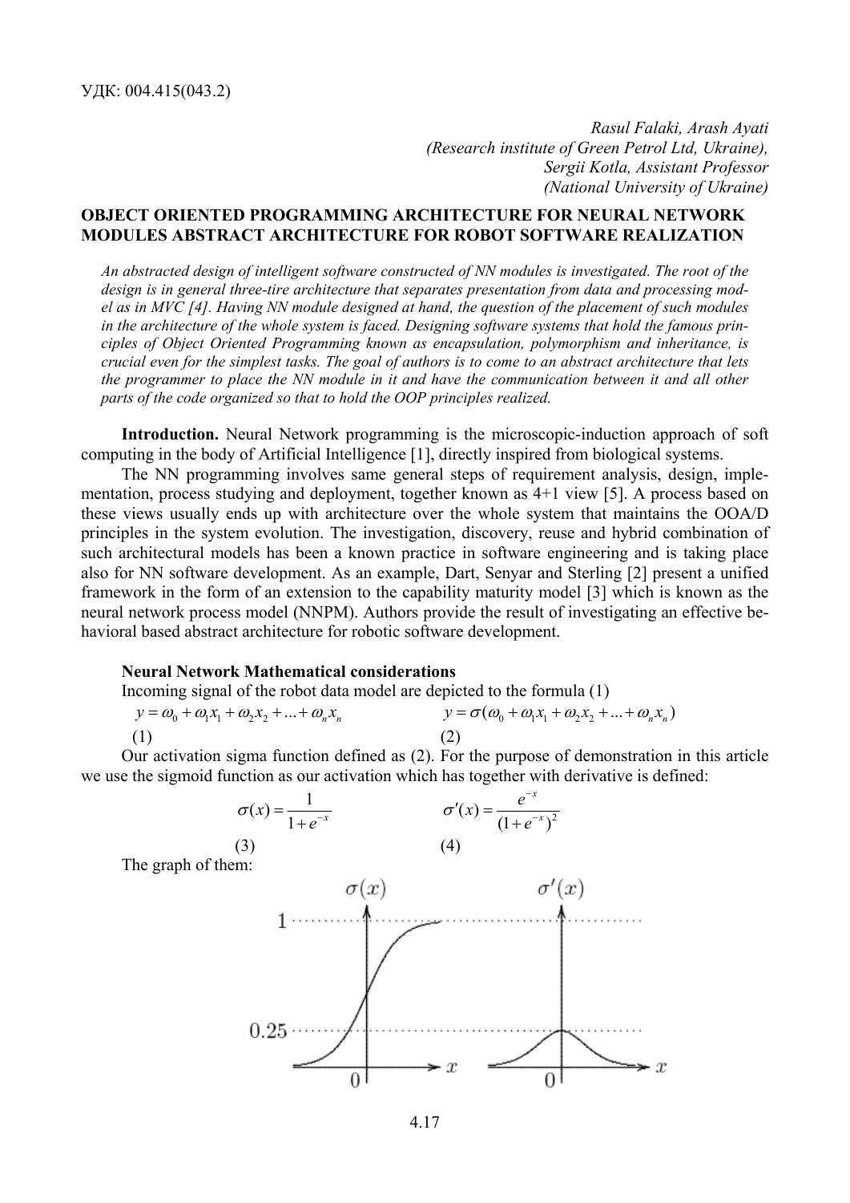УДК: 004.415(043.2)

*Rasul Falaki, Arash Ayati*
*(Research institute of Green Petrol Ltd, Ukraine),*
*Sergii Kotla, Assistant Professor*
*(National University of Ukraine)*

# OBJECT ORIENTED PROGRAMMING ARCHITECTURE FOR NEURAL NETWORK MODULES ABSTRACT ARCHITECTURE FOR ROBOT SOFTWARE REALIZATION

*An abstracted design of intelligent software constructed of NN modules is investigated. The root of the design is in general three-tire architecture that separates presentation from data and processing model as in MVC [4]. Having NN module designed at hand, the question of the placement of such modules in the architecture of the whole system is faced. Designing software systems that hold the famous principles of Object Oriented Programming known as encapsulation, polymorphism and inheritance, is crucial even for the simplest tasks. The goal of authors is to come to an abstract architecture that lets the programmer to place the NN module in it and have the communication between it and all other parts of the code organized so that to hold the OOP principles realized.*

**Introduction.** Neural Network programming is the microscopic-induction approach of soft computing in the body of Artificial Intelligence [1], directly inspired from biological systems.

The NN programming involves same general steps of requirement analysis, design, implementation, process studying and deployment, together known as 4+1 view [5]. A process based on these views usually ends up with architecture over the whole system that maintains the OOA/D principles in the system evolution. The investigation, discovery, reuse and hybrid combination of such architectural models has been a known practice in software engineering and is taking place also for NN software development. As an example, Dart, Senyar and Sterling [2] present a unified framework in the form of an extension to the capability maturity model [3] which is known as the neural network process model (NNPM). Authors provide the result of investigating an effective behavioral based abstract architecture for robotic software development.

**Neural Network Mathematical considerations**

Incoming signal of the robot data model are depicted to the formula (1)

$$y = \omega_0 + \omega_1 x_1 + \omega_2 x_2 + ... + \omega_n x_n \quad (1)$$

$$y = \sigma(\omega_0 + \omega_1 x_1 + \omega_2 x_2 + ... + \omega_n x_n) \quad (2)$$

Our activation sigma function defined as (2). For the purpose of demonstration in this article we use the sigmoid function as our activation which has together with derivative is defined:

$$\sigma(x) = \frac{1}{1 + e^{-x}} \quad (3)$$

$$\sigma'(x) = \frac{e^{-x}}{(1 + e^{-x})^2} \quad (4)$$

The graph of them: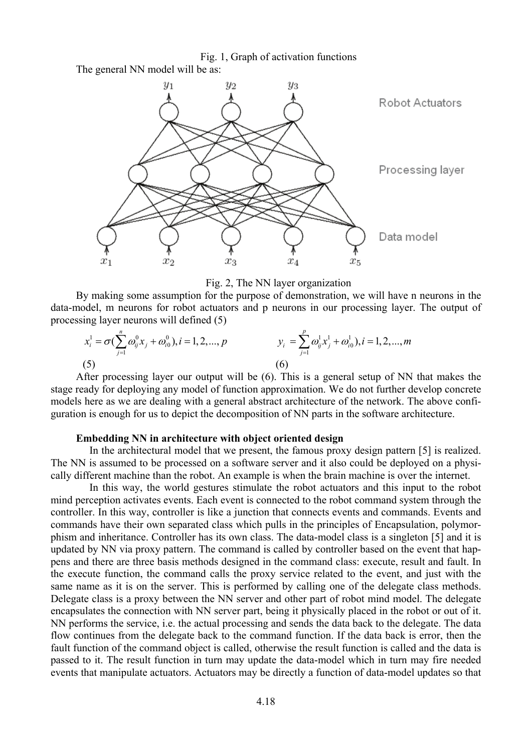Fig. 1, Graph of activation functions

The general NN model will be as:

Fig. 2, The NN layer organization

By making some assumption for the purpose of demonstration, we will have n neurons in the data-model, m neurons for robot actuators and p neurons in our processing layer. The output of processing layer neurons will defined (5)

$$x_i^1 = \sigma\left(\sum_{j=1}^{n} \omega_{ij}^0 x_j + \omega_{i0}^0\right), i = 1, 2, ..., p \quad (5)$$

$$y_i = \sum_{j=1}^{p} \omega_{ij}^1 x_j^1 + \omega_{i0}^1), i = 1, 2, ..., m \quad (6)$$

After processing layer our output will be (6). This is a general setup of NN that makes the stage ready for deploying any model of function approximation. We do not further develop concrete models here as we are dealing with a general abstract architecture of the network. The above configuration is enough for us to depict the decomposition of NN parts in the software architecture.

**Embedding NN in architecture with object oriented design**

In the architectural model that we present, the famous proxy design pattern [5] is realized. The NN is assumed to be processed on a software server and it also could be deployed on a physically different machine than the robot. An example is when the brain machine is over the internet.

In this way, the world gestures stimulate the robot actuators and this input to the robot mind perception activates events. Each event is connected to the robot command system through the controller. In this way, controller is like a junction that connects events and commands. Events and commands have their own separated class which pulls in the principles of Encapsulation, polymorphism and inheritance. Controller has its own class. The data-model class is a singleton [5] and it is updated by NN via proxy pattern. The command is called by controller based on the event that happens and there are three basis methods designed in the command class: execute, result and fault. In the execute function, the command calls the proxy service related to the event, and just with the same name as it is on the server. This is performed by calling one of the delegate class methods. Delegate class is a proxy between the NN server and other part of robot mind model. The delegate encapsulates the connection with NN server part, being it physically placed in the robot or out of it. NN performs the service, i.e. the actual processing and sends the data back to the delegate. The data flow continues from the delegate back to the command function. If the data back is error, then the fault function of the command object is called, otherwise the result function is called and the data is passed to it. The result function in turn may update the data-model which in turn may fire needed events that manipulate actuators. Actuators may be directly a function of data-model updates so that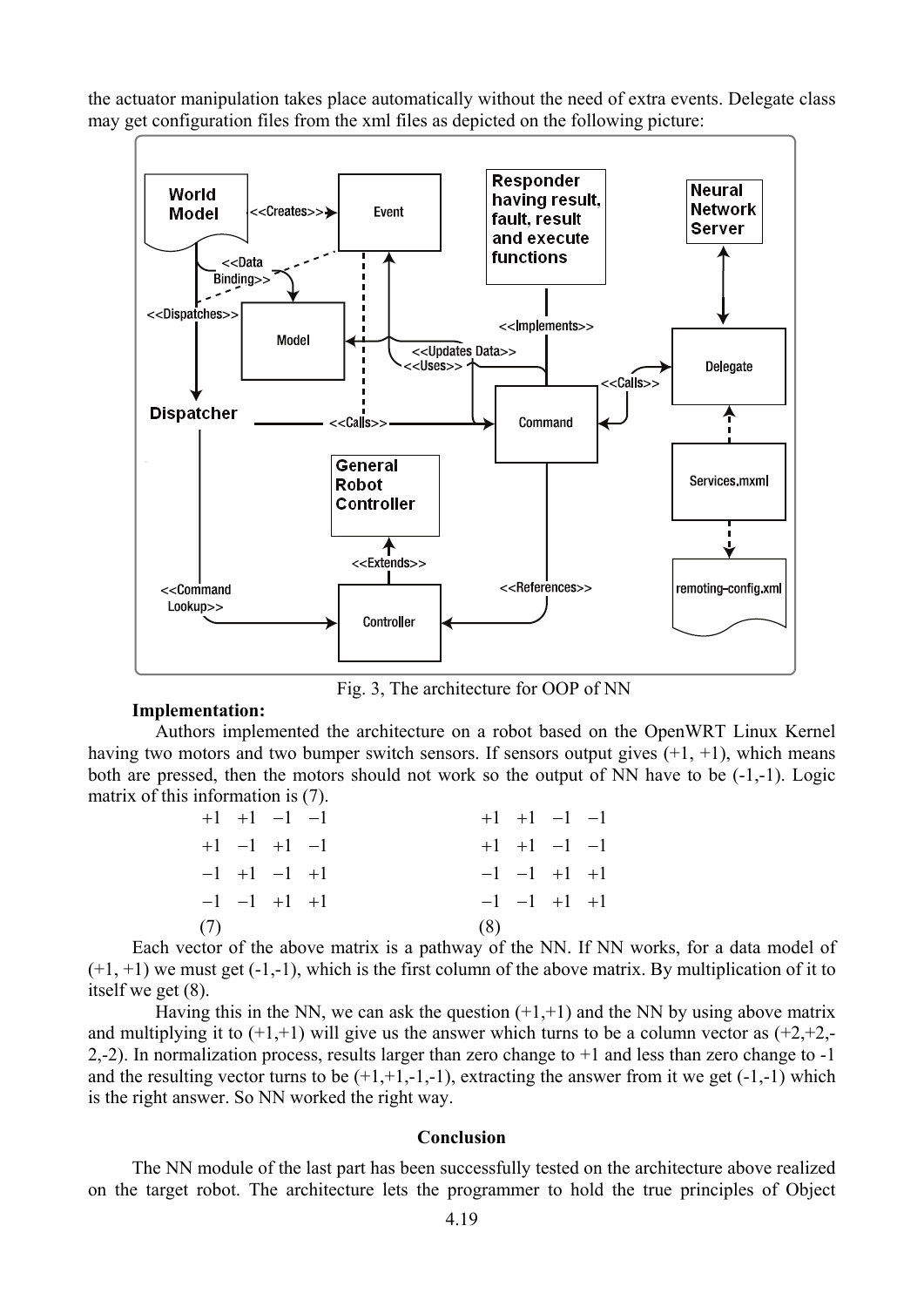the actuator manipulation takes place automatically without the need of extra events. Delegate class may get configuration files from the xml files as depicted on the following picture:

Fig. 3, The architecture for OOP of NN

**Implementation:**

Authors implemented the architecture on a robot based on the OpenWRT Linux Kernel having two motors and two bumper switch sensors. If sensors output gives (+1, +1), which means both are pressed, then the motors should not work so the output of NN have to be (-1,-1). Logic matrix of this information is (7).

$$\begin{matrix} +1 & +1 & -1 & -1 \\ +1 & -1 & +1 & -1 \\ -1 & +1 & -1 & +1 \\ -1 & -1 & +1 & +1 \end{matrix} \qquad (7) \qquad\qquad \begin{matrix} +1 & +1 & -1 & -1 \\ +1 & +1 & -1 & -1 \\ -1 & -1 & +1 & +1 \\ -1 & -1 & +1 & +1 \end{matrix} \qquad (8)$$

Each vector of the above matrix is a pathway of the NN. If NN works, for a data model of (+1, +1) we must get (-1,-1), which is the first column of the above matrix. By multiplication of it to itself we get (8).

Having this in the NN, we can ask the question (+1,+1) and the NN by using above matrix and multiplying it to (+1,+1) will give us the answer which turns to be a column vector as (+2,+2,-2,-2). In normalization process, results larger than zero change to +1 and less than zero change to -1 and the resulting vector turns to be (+1,+1,-1,-1), extracting the answer from it we get (-1,-1) which is the right answer. So NN worked the right way.

## Conclusion

The NN module of the last part has been successfully tested on the architecture above realized on the target robot. The architecture lets the programmer to hold the true principles of Object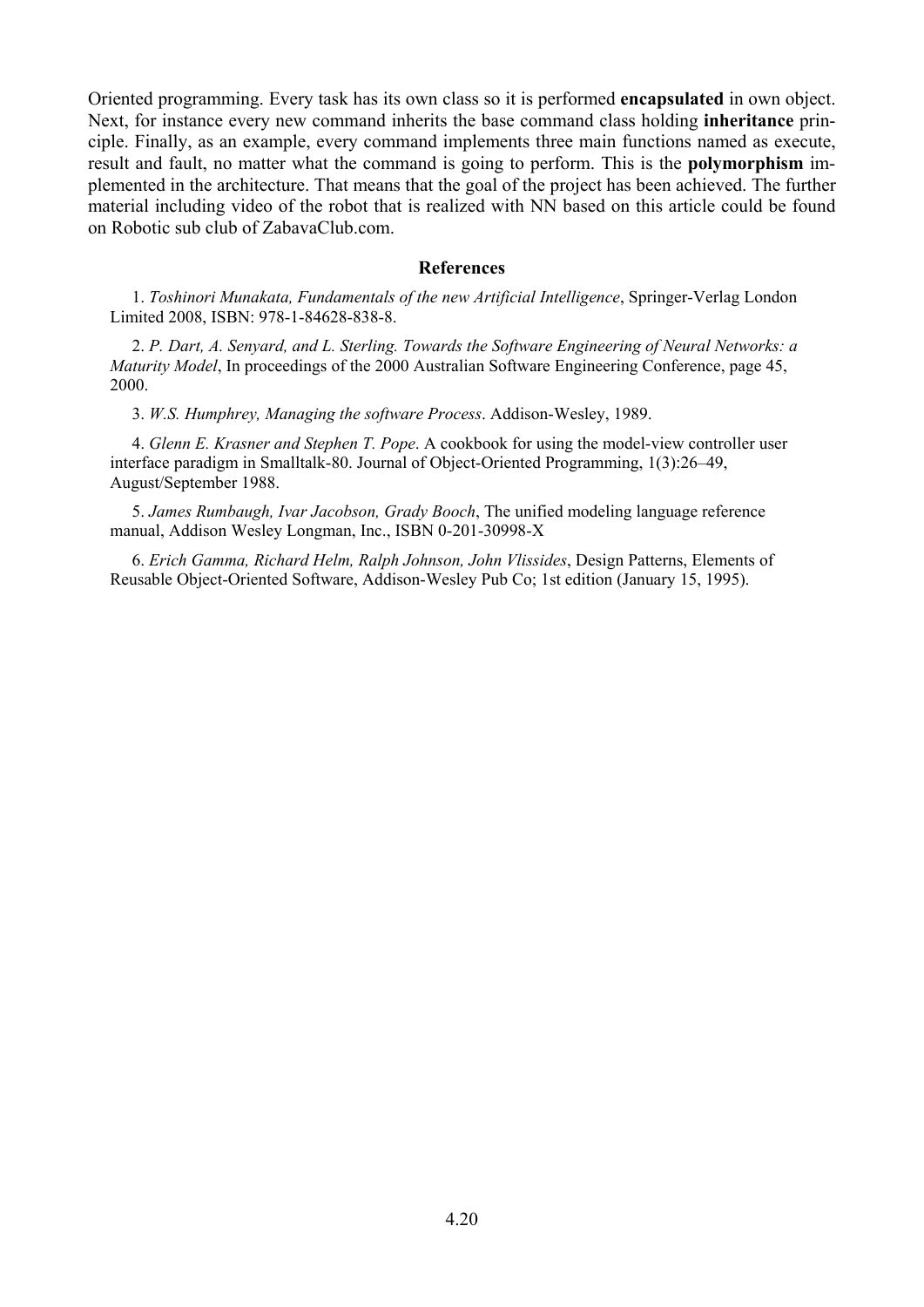Oriented programming. Every task has its own class so it is performed **encapsulated** in own object. Next, for instance every new command inherits the base command class holding **inheritance** principle. Finally, as an example, every command implements three main functions named as execute, result and fault, no matter what the command is going to perform. This is the **polymorphism** implemented in the architecture. That means that the goal of the project has been achieved. The further material including video of the robot that is realized with NN based on this article could be found on Robotic sub club of ZabavaClub.com.

## References

1. *Toshinori Munakata, Fundamentals of the new Artificial Intelligence*, Springer-Verlag London Limited 2008, ISBN: 978-1-84628-838-8.

2. *P. Dart, A. Senyard, and L. Sterling. Towards the Software Engineering of Neural Networks: a Maturity Model*, In proceedings of the 2000 Australian Software Engineering Conference, page 45, 2000.

3. *W.S. Humphrey, Managing the software Process*. Addison-Wesley, 1989.

4. *Glenn E. Krasner and Stephen T. Pope*. A cookbook for using the model-view controller user interface paradigm in Smalltalk-80. Journal of Object-Oriented Programming, 1(3):26–49, August/September 1988.

5. *James Rumbaugh, Ivar Jacobson, Grady Booch*, The unified modeling language reference manual, Addison Wesley Longman, Inc., ISBN 0-201-30998-X

6. *Erich Gamma, Richard Helm, Ralph Johnson, John Vlissides*, Design Patterns, Elements of Reusable Object-Oriented Software, Addison-Wesley Pub Co; 1st edition (January 15, 1995).